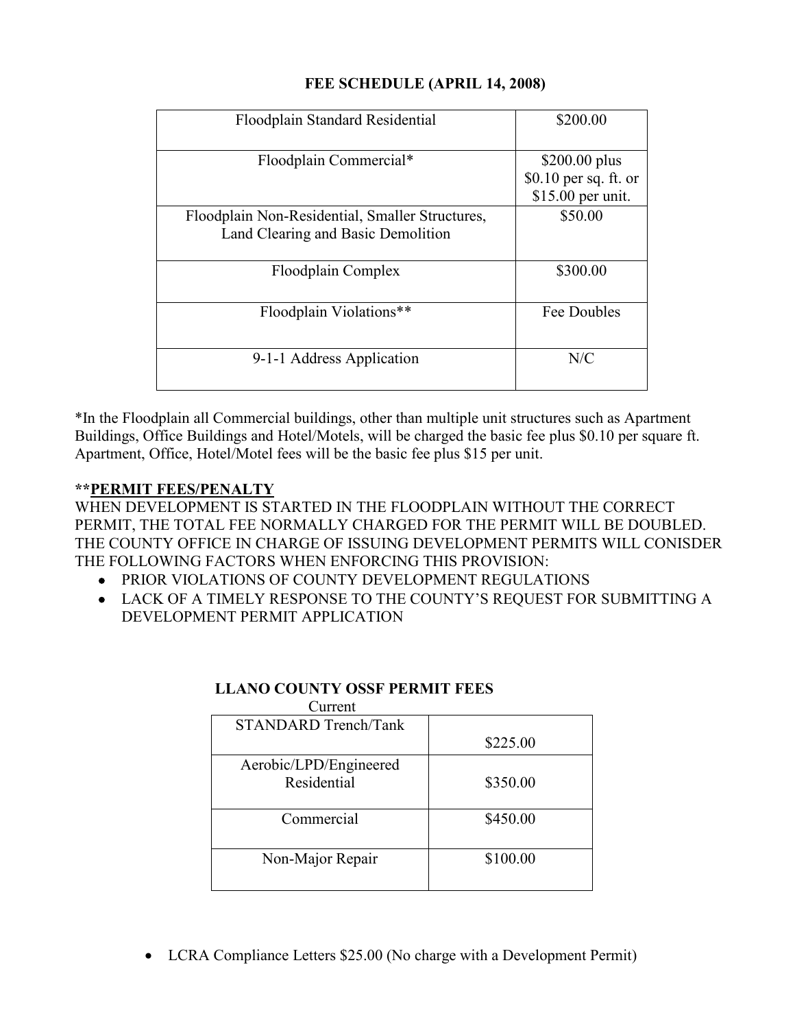**FEE SCHEDULE (APRIL 14, 2008)**

| | |
|---|---|
| Floodplain Standard Residential | $200.00 |
| Floodplain Commercial* | $200.00 plus $0.10 per sq. ft. or $15.00 per unit. |
| Floodplain Non-Residential, Smaller Structures, Land Clearing and Basic Demolition | $50.00 |
| Floodplain Complex | $300.00 |
| Floodplain Violations** | Fee Doubles |
| 9-1-1 Address Application | N/C |

*In the Floodplain all Commercial buildings, other than multiple unit structures such as Apartment Buildings, Office Buildings and Hotel/Motels, will be charged the basic fee plus $0.10 per square ft. Apartment, Office, Hotel/Motel fees will be the basic fee plus $15 per unit.

****PERMIT FEES/PENALTY**

WHEN DEVELOPMENT IS STARTED IN THE FLOODPLAIN WITHOUT THE CORRECT PERMIT, THE TOTAL FEE NORMALLY CHARGED FOR THE PERMIT WILL BE DOUBLED. THE COUNTY OFFICE IN CHARGE OF ISSUING DEVELOPMENT PERMITS WILL CONISDER THE FOLLOWING FACTORS WHEN ENFORCING THIS PROVISION:

- PRIOR VIOLATIONS OF COUNTY DEVELOPMENT REGULATIONS
- LACK OF A TIMELY RESPONSE TO THE COUNTY'S REQUEST FOR SUBMITTING A DEVELOPMENT PERMIT APPLICATION

**LLANO COUNTY OSSF PERMIT FEES**

| Current | |
|---|---|
| STANDARD Trench/Tank | $225.00 |
| Aerobic/LPD/Engineered Residential | $350.00 |
| Commercial | $450.00 |
| Non-Major Repair | $100.00 |

- LCRA Compliance Letters $25.00 (No charge with a Development Permit)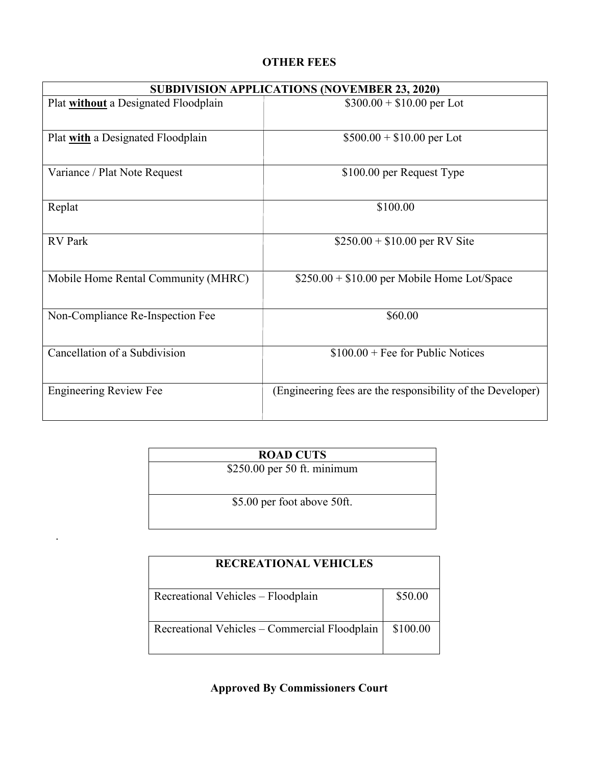## OTHER FEES

| SUBDIVISION APPLICATIONS (NOVEMBER 23, 2020) | |
|---|---|
| Plat **without** a Designated Floodplain | \$300.00 + \$10.00 per Lot |
| Plat **with** a Designated Floodplain | \$500.00 + \$10.00 per Lot |
| Variance / Plat Note Request | \$100.00 per Request Type |
| Replat | \$100.00 |
| RV Park | \$250.00 + \$10.00 per RV Site |
| Mobile Home Rental Community (MHRC) | \$250.00 + \$10.00 per Mobile Home Lot/Space |
| Non-Compliance Re-Inspection Fee | \$60.00 |
| Cancellation of a Subdivision | \$100.00 + Fee for Public Notices |
| Engineering Review Fee | (Engineering fees are the responsibility of the Developer) |

| ROAD CUTS |
|---|
| \$250.00 per 50 ft. minimum |
| \$5.00 per foot above 50ft. |

.

| RECREATIONAL VEHICLES | |
|---|---|
| Recreational Vehicles – Floodplain | \$50.00 |
| Recreational Vehicles – Commercial Floodplain | \$100.00 |

**Approved By Commissioners Court**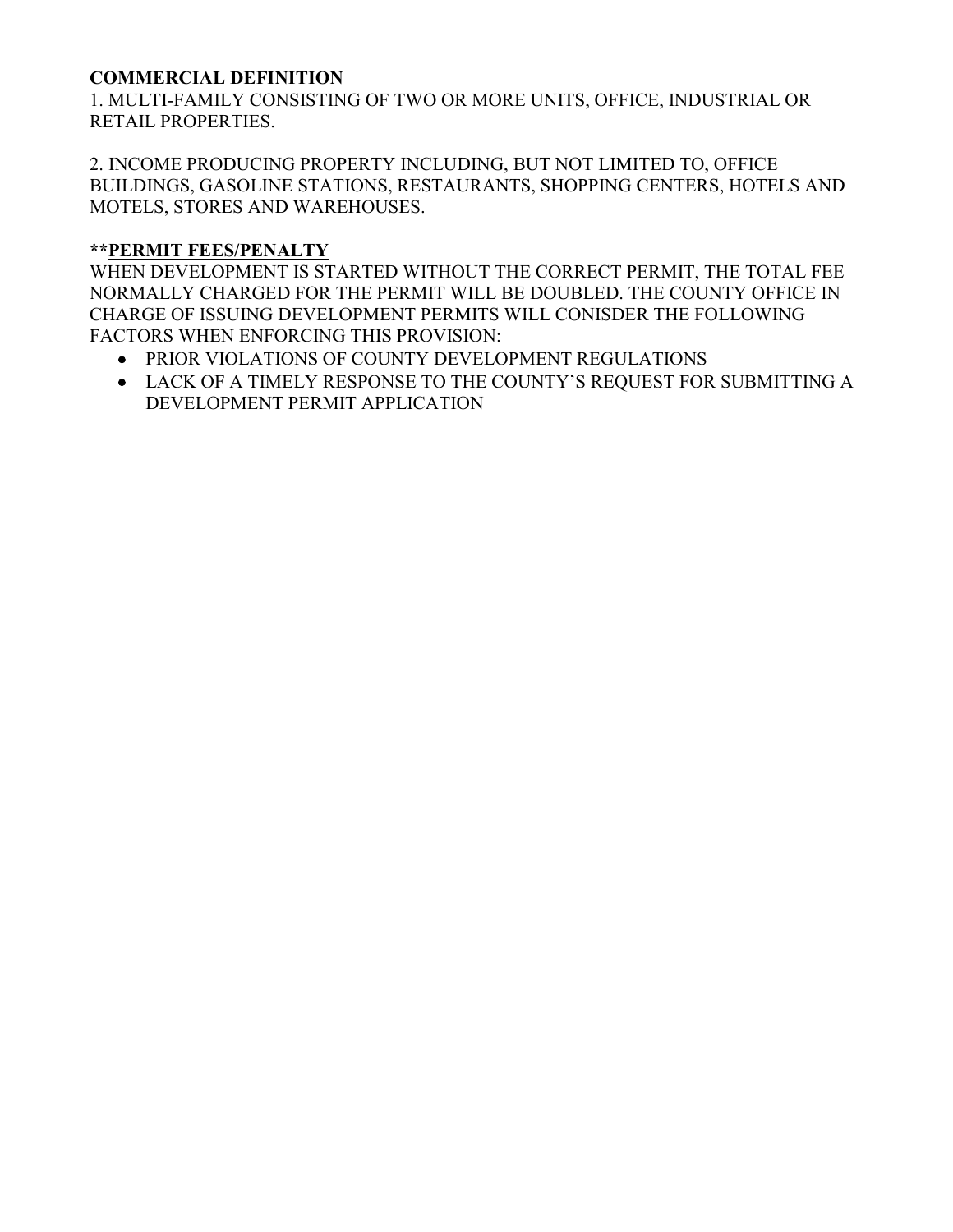**COMMERCIAL DEFINITION**

1. MULTI-FAMILY CONSISTING OF TWO OR MORE UNITS, OFFICE, INDUSTRIAL OR RETAIL PROPERTIES.

2. INCOME PRODUCING PROPERTY INCLUDING, BUT NOT LIMITED TO, OFFICE BUILDINGS, GASOLINE STATIONS, RESTAURANTS, SHOPPING CENTERS, HOTELS AND MOTELS, STORES AND WAREHOUSES.

****PERMIT FEES/PENALTY**

WHEN DEVELOPMENT IS STARTED WITHOUT THE CORRECT PERMIT, THE TOTAL FEE NORMALLY CHARGED FOR THE PERMIT WILL BE DOUBLED. THE COUNTY OFFICE IN CHARGE OF ISSUING DEVELOPMENT PERMITS WILL CONISDER THE FOLLOWING FACTORS WHEN ENFORCING THIS PROVISION:

- PRIOR VIOLATIONS OF COUNTY DEVELOPMENT REGULATIONS
- LACK OF A TIMELY RESPONSE TO THE COUNTY'S REQUEST FOR SUBMITTING A DEVELOPMENT PERMIT APPLICATION